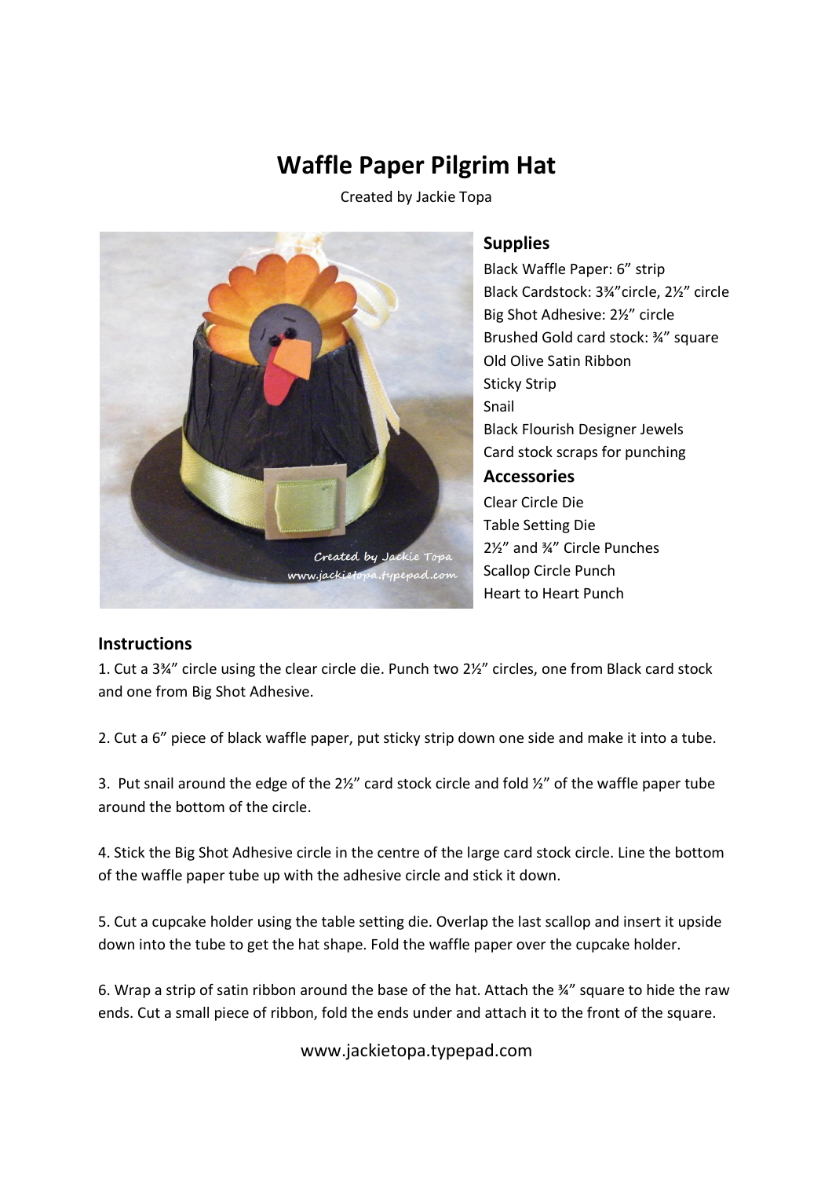# Waffle Paper Pilgrim Hat

Created by Jackie Topa

## Supplies

Black Waffle Paper: 6” strip
Black Cardstock: 3¾”circle, 2½” circle
Big Shot Adhesive: 2½” circle
Brushed Gold card stock: ¾” square
Old Olive Satin Ribbon
Sticky Strip
Snail
Black Flourish Designer Jewels
Card stock scraps for punching

## Accessories

Clear Circle Die
Table Setting Die
2½” and ¾” Circle Punches
Scallop Circle Punch
Heart to Heart Punch

## Instructions

1. Cut a 3¾” circle using the clear circle die. Punch two 2½” circles, one from Black card stock and one from Big Shot Adhesive.

2. Cut a 6” piece of black waffle paper, put sticky strip down one side and make it into a tube.

3. Put snail around the edge of the 2½” card stock circle and fold ½” of the waffle paper tube around the bottom of the circle.

4. Stick the Big Shot Adhesive circle in the centre of the large card stock circle. Line the bottom of the waffle paper tube up with the adhesive circle and stick it down.

5. Cut a cupcake holder using the table setting die. Overlap the last scallop and insert it upside down into the tube to get the hat shape. Fold the waffle paper over the cupcake holder.

6. Wrap a strip of satin ribbon around the base of the hat. Attach the ¾” square to hide the raw ends. Cut a small piece of ribbon, fold the ends under and attach it to the front of the square.

www.jackietopa.typepad.com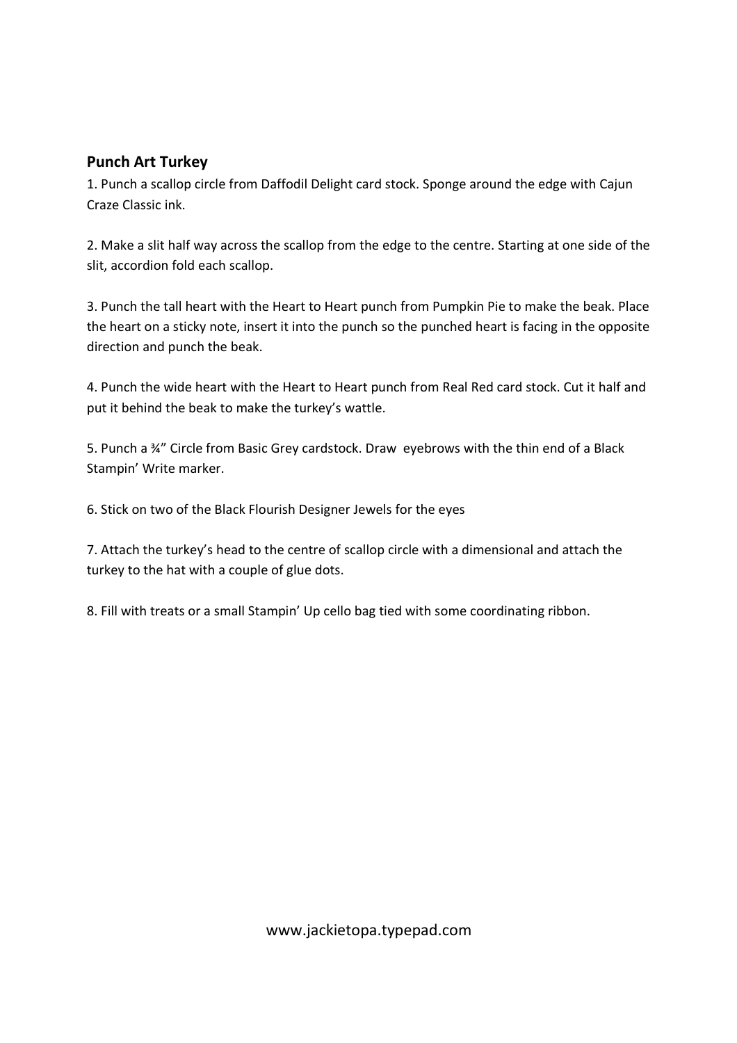### Punch Art Turkey

1. Punch a scallop circle from Daffodil Delight card stock. Sponge around the edge with Cajun Craze Classic ink.

2. Make a slit half way across the scallop from the edge to the centre. Starting at one side of the slit, accordion fold each scallop.

3. Punch the tall heart with the Heart to Heart punch from Pumpkin Pie to make the beak. Place the heart on a sticky note, insert it into the punch so the punched heart is facing in the opposite direction and punch the beak.

4. Punch the wide heart with the Heart to Heart punch from Real Red card stock. Cut it half and put it behind the beak to make the turkey's wattle.

5. Punch a ¾" Circle from Basic Grey cardstock. Draw eyebrows with the thin end of a Black Stampin' Write marker.

6. Stick on two of the Black Flourish Designer Jewels for the eyes

7. Attach the turkey's head to the centre of scallop circle with a dimensional and attach the turkey to the hat with a couple of glue dots.

8. Fill with treats or a small Stampin' Up cello bag tied with some coordinating ribbon.

www.jackietopa.typepad.com